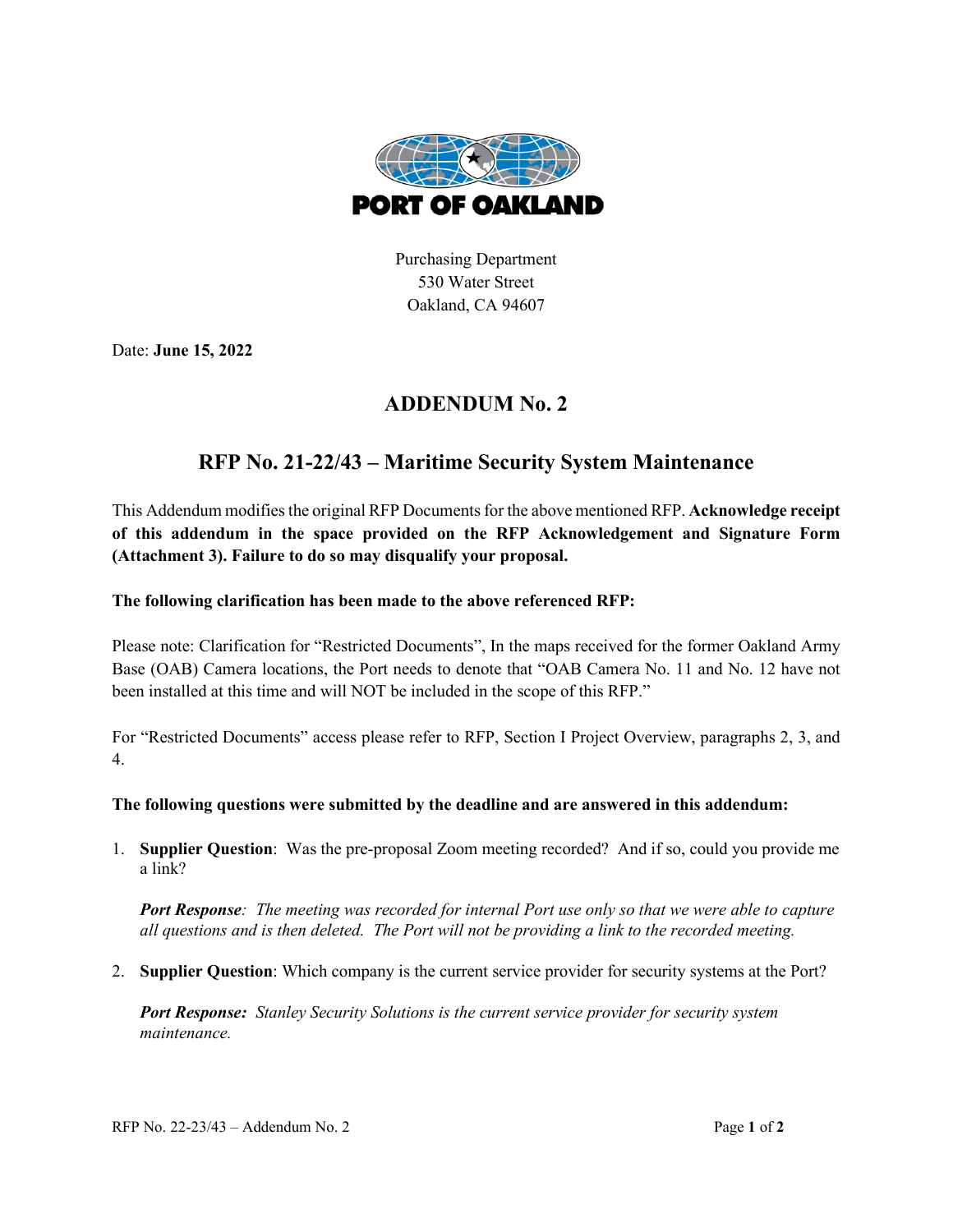PORT OF OAKLAND

Purchasing Department
530 Water Street
Oakland, CA 94607

Date: **June 15, 2022**

# ADDENDUM No. 2

## RFP No. 21-22/43 – Maritime Security System Maintenance

This Addendum modifies the original RFP Documents for the above mentioned RFP. **Acknowledge receipt of this addendum in the space provided on the RFP Acknowledgement and Signature Form (Attachment 3). Failure to do so may disqualify your proposal.**

**The following clarification has been made to the above referenced RFP:**

Please note: Clarification for "Restricted Documents", In the maps received for the former Oakland Army Base (OAB) Camera locations, the Port needs to denote that "OAB Camera No. 11 and No. 12 have not been installed at this time and will NOT be included in the scope of this RFP."

For "Restricted Documents" access please refer to RFP, Section I Project Overview, paragraphs 2, 3, and 4.

**The following questions were submitted by the deadline and are answered in this addendum:**

1. **Supplier Question**: Was the pre-proposal Zoom meeting recorded? And if so, could you provide me a link?

   ***Port Response**: The meeting was recorded for internal Port use only so that we were able to capture all questions and is then deleted. The Port will not be providing a link to the recorded meeting.*

2. **Supplier Question**: Which company is the current service provider for security systems at the Port?

   ***Port Response:** Stanley Security Solutions is the current service provider for security system maintenance.*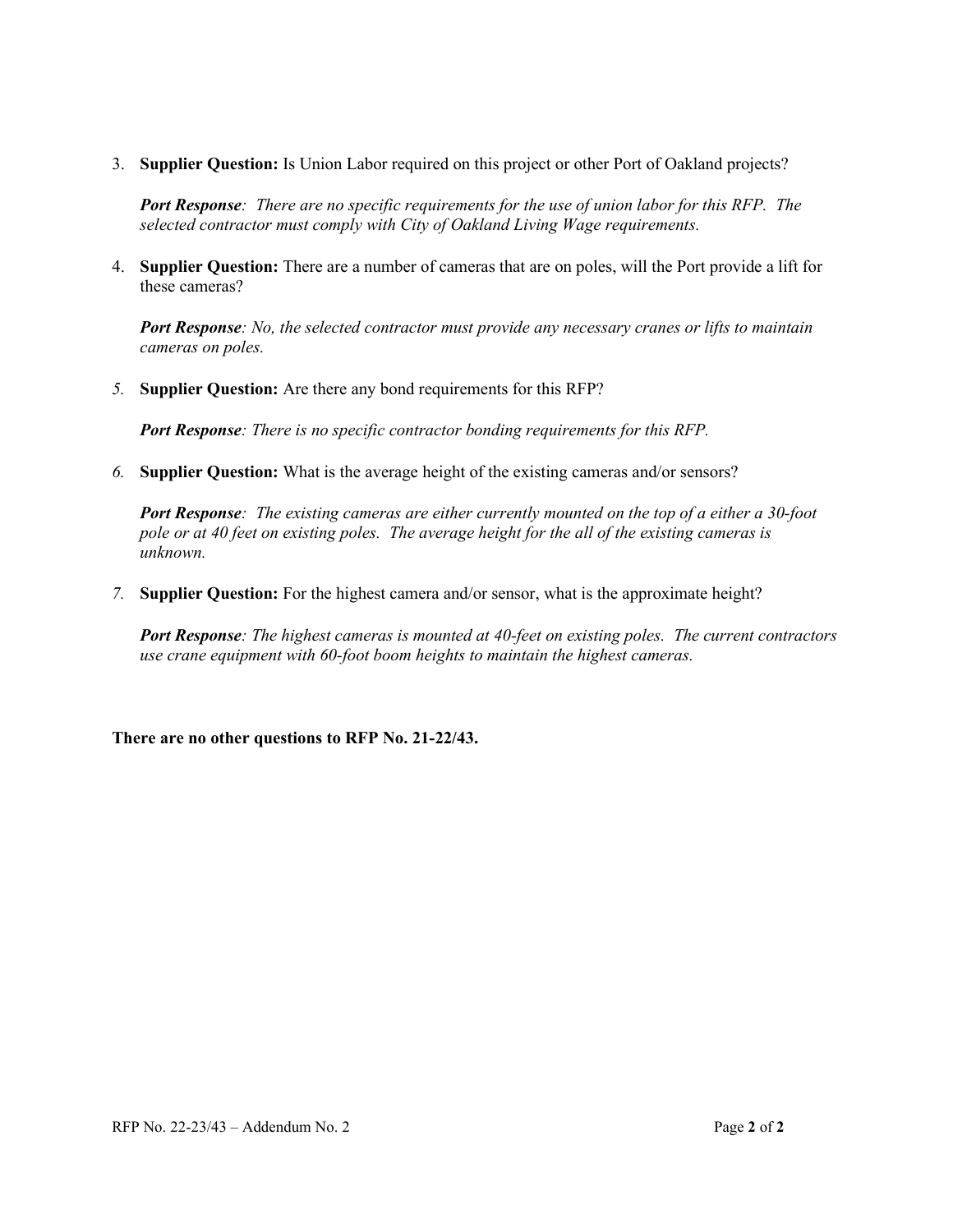3. **Supplier Question:** Is Union Labor required on this project or other Port of Oakland projects?

   ***Port Response****: There are no specific requirements for the use of union labor for this RFP. The selected contractor must comply with City of Oakland Living Wage requirements.*

4. **Supplier Question:** There are a number of cameras that are on poles, will the Port provide a lift for these cameras?

   ***Port Response****: No, the selected contractor must provide any necessary cranes or lifts to maintain cameras on poles.*

5. **Supplier Question:** Are there any bond requirements for this RFP?

   ***Port Response****: There is no specific contractor bonding requirements for this RFP.*

6. **Supplier Question:** What is the average height of the existing cameras and/or sensors?

   ***Port Response****: The existing cameras are either currently mounted on the top of a either a 30-foot pole or at 40 feet on existing poles. The average height for the all of the existing cameras is unknown.*

7. **Supplier Question:** For the highest camera and/or sensor, what is the approximate height?

   ***Port Response****: The highest cameras is mounted at 40-feet on existing poles. The current contractors use crane equipment with 60-foot boom heights to maintain the highest cameras.*

**There are no other questions to RFP No. 21-22/43.**